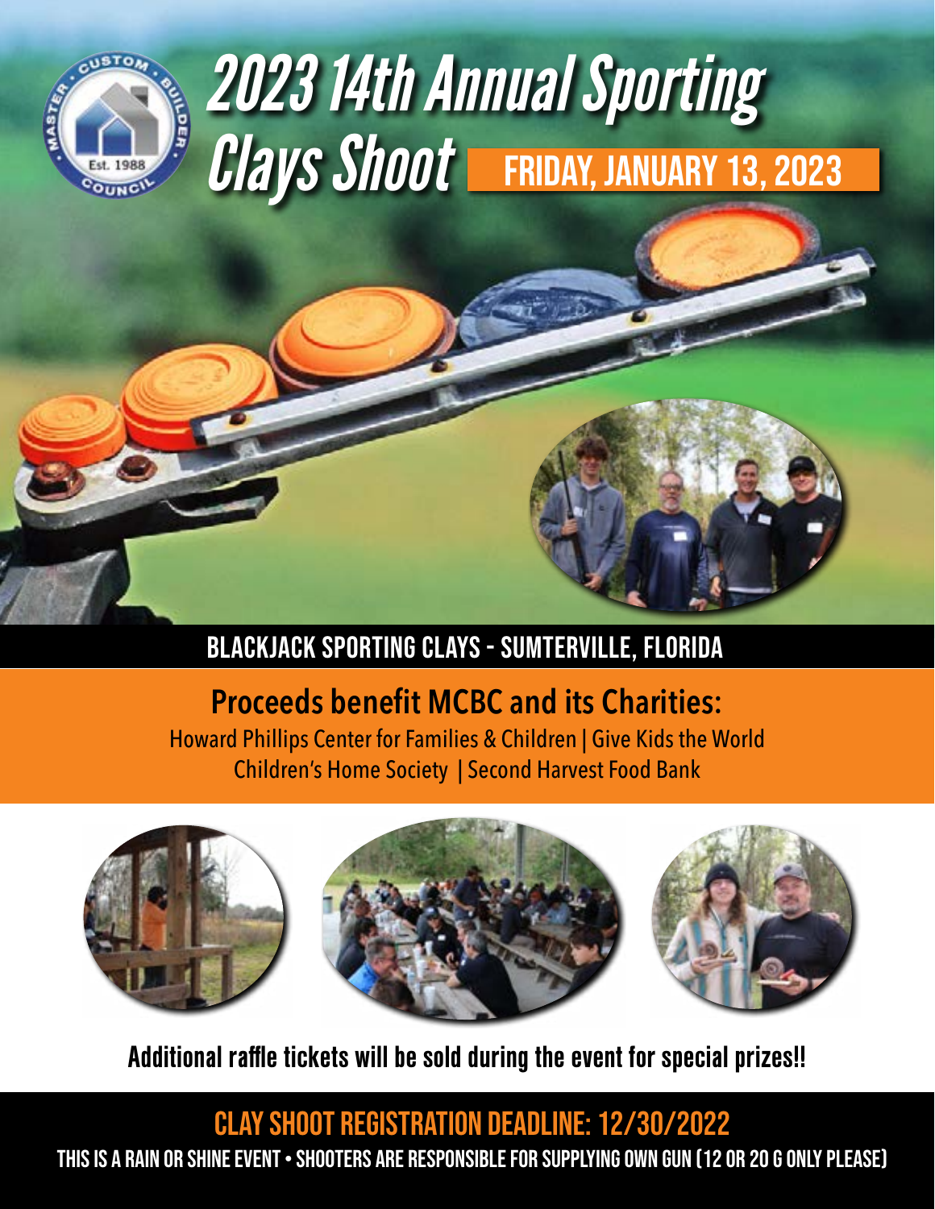# 2023 14th Annual Sporting Clays Shoot

**FRIDAY, JANUARY 13, 2023**

## BLACKJACK SPORTING CLAYS - SUMTERVILLE, FLORIDA

## Proceeds benefit MCBC and its Charities:

Howard Phillips Center for Families & Children | Give Kids the World
Children's Home Society | Second Harvest Food Bank

**Additional raffle tickets will be sold during the event for special prizes!!**

## CLAY SHOOT REGISTRATION DEADLINE: 12/30/2022

THIS IS A RAIN OR SHINE EVENT • SHOOTERS ARE RESPONSIBLE FOR SUPPLYING OWN GUN (12 OR 20 G ONLY PLEASE)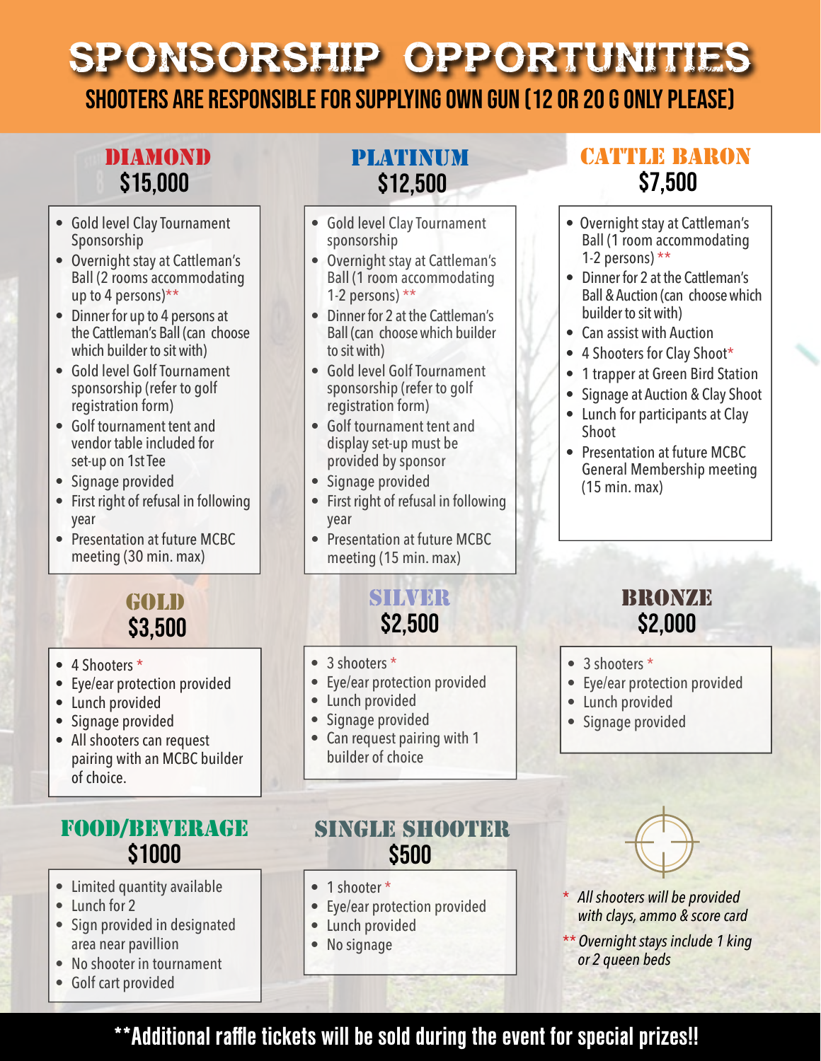# SPONSORSHIP OPPORTUNITIES

**SHOOTERS ARE RESPONSIBLE FOR SUPPLYING OWN GUN (12 OR 20 G ONLY PLEASE)**

## DIAMOND
### $15,000

- Gold level Clay Tournament Sponsorship
- Overnight stay at Cattleman's Ball (2 rooms accommodating up to 4 persons)**
- Dinner for up to 4 persons at the Cattleman's Ball (can choose which builder to sit with)
- Gold level Golf Tournament sponsorship (refer to golf registration form)
- Golf tournament tent and vendor table included for set-up on 1st Tee
- Signage provided
- First right of refusal in following year
- Presentation at future MCBC meeting (30 min. max)

## PLATINUM
### $12,500

- Gold level Clay Tournament sponsorship
- Overnight stay at Cattleman's Ball (1 room accommodating 1-2 persons) **
- Dinner for 2 at the Cattleman's Ball (can choose which builder to sit with)
- Gold level Golf Tournament sponsorship (refer to golf registration form)
- Golf tournament tent and display set-up must be provided by sponsor
- Signage provided
- First right of refusal in following year
- Presentation at future MCBC meeting (15 min. max)

## CATTLE BARON
### $7,500

- Overnight stay at Cattleman's Ball (1 room accommodating 1-2 persons) **
- Dinner for 2 at the Cattleman's Ball & Auction (can choose which builder to sit with)
- Can assist with Auction
- 4 Shooters for Clay Shoot*
- 1 trapper at Green Bird Station
- Signage at Auction & Clay Shoot
- Lunch for participants at Clay Shoot
- Presentation at future MCBC General Membership meeting (15 min. max)

## GOLD
### $3,500

- 4 Shooters *
- Eye/ear protection provided
- Lunch provided
- Signage provided
- All shooters can request pairing with an MCBC builder of choice.

## SILVER
### $2,500

- 3 shooters *
- Eye/ear protection provided
- Lunch provided
- Signage provided
- Can request pairing with 1 builder of choice

## BRONZE
### $2,000

- 3 shooters *
- Eye/ear protection provided
- Lunch provided
- Signage provided

## FOOD/BEVERAGE
### $1000

- Limited quantity available
- Lunch for 2
- Sign provided in designated area near pavillion
- No shooter in tournament
- Golf cart provided

## SINGLE SHOOTER
### $500

- 1 shooter *
- Eye/ear protection provided
- Lunch provided
- No signage

*\* All shooters will be provided with clays, ammo & score card*

*\*\* Overnight stays include 1 king or 2 queen beds*

**\*\*Additional raffle tickets will be sold during the event for special prizes!!**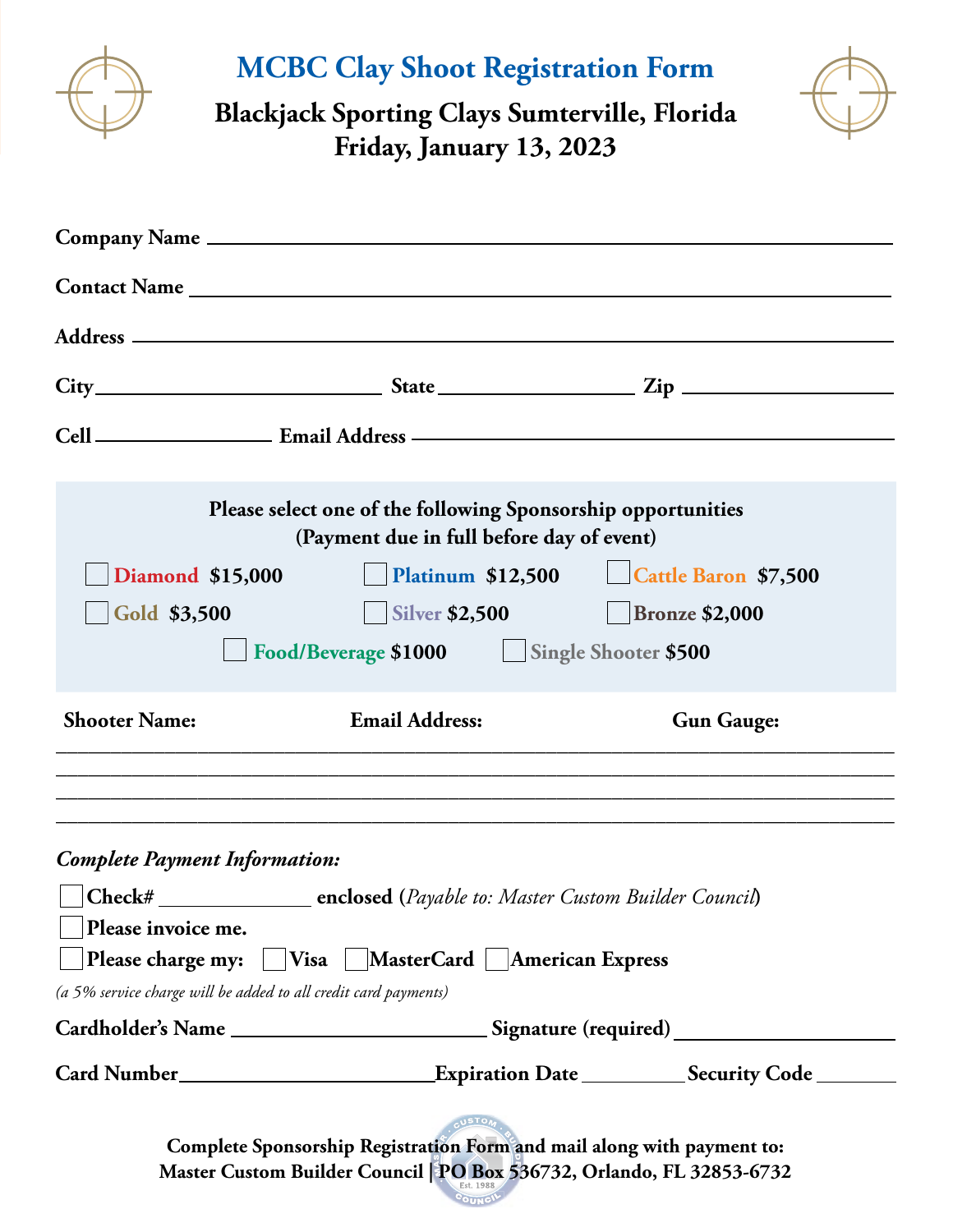# MCBC Clay Shoot Registration Form

## Blackjack Sporting Clays Sumterville, Florida
## Friday, January 13, 2023

**Company Name** ______________________________________________

**Contact Name** ______________________________________________

**Address** ______________________________________________

**City** ____________________ **State** ______________ **Zip** ______________

**Cell** ____________ **Email Address** ______________________________

**Please select one of the following Sponsorship opportunities**
**(Payment due in full before day of event)**

- ☐ **Diamond $15,000**
- ☐ **Platinum $12,500**
- ☐ **Cattle Baron $7,500**
- ☐ **Gold $3,500**
- ☐ **Silver $2,500**
- ☐ **Bronze $2,000**
- ☐ **Food/Beverage $1000**
- ☐ **Single Shooter $500**

| **Shooter Name:** | **Email Address:** | **Gun Gauge:** |
|---|---|---|
| | | |
| | | |
| | | |
| | | |

***Complete Payment Information:***

☐ **Check#** ____________ **enclosed** (*Payable to: Master Custom Builder Council*)

☐ **Please invoice me.**

☐ **Please charge my:** ☐ **Visa** ☐ **MasterCard** ☐ **American Express**

*(a 5% service charge will be added to all credit card payments)*

**Cardholder's Name** ____________________ **Signature (required)** ____________________

**Card Number** ____________________ **Expiration Date** __________ **Security Code** ________

**Complete Sponsorship Registration Form and mail along with payment to:**
**Master Custom Builder Council | PO Box 536732, Orlando, FL 32853-6732**